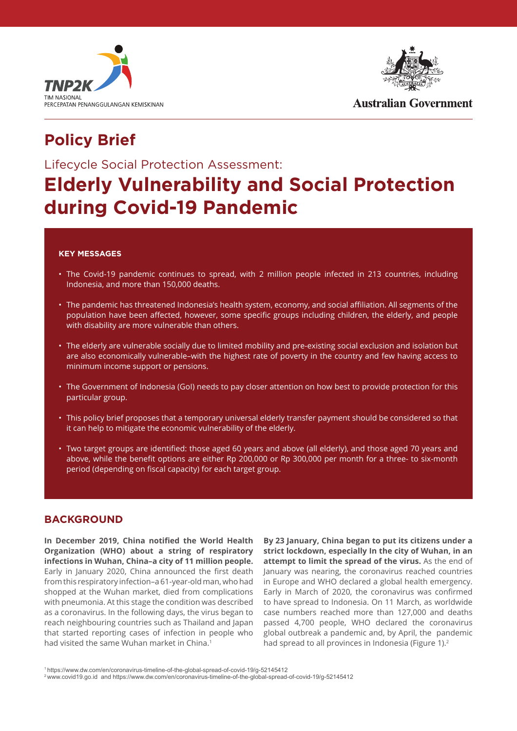TNP2K
TIM NASIONAL
PERCEPATAN PENANGGULANGAN KEMISKINAN

Australian Government

# Policy Brief

Lifecycle Social Protection Assessment:

# Elderly Vulnerability and Social Protection during Covid-19 Pandemic

**KEY MESSAGES**

- The Covid-19 pandemic continues to spread, with 2 million people infected in 213 countries, including Indonesia, and more than 150,000 deaths.
- The pandemic has threatened Indonesia's health system, economy, and social affiliation. All segments of the population have been affected, however, some specific groups including children, the elderly, and people with disability are more vulnerable than others.
- The elderly are vulnerable socially due to limited mobility and pre-existing social exclusion and isolation but are also economically vulnerable–with the highest rate of poverty in the country and few having access to minimum income support or pensions.
- The Government of Indonesia (GoI) needs to pay closer attention on how best to provide protection for this particular group.
- This policy brief proposes that a temporary universal elderly transfer payment should be considered so that it can help to mitigate the economic vulnerability of the elderly.
- Two target groups are identified: those aged 60 years and above (all elderly), and those aged 70 years and above, while the benefit options are either Rp 200,000 or Rp 300,000 per month for a three- to six-month period (depending on fiscal capacity) for each target group.

## BACKGROUND

**In December 2019, China notified the World Health Organization (WHO) about a string of respiratory infections in Wuhan, China–a city of 11 million people.** Early in January 2020, China announced the first death from this respiratory infection–a 61-year-old man, who had shopped at the Wuhan market, died from complications with pneumonia. At this stage the condition was described as a coronavirus. In the following days, the virus began to reach neighbouring countries such as Thailand and Japan that started reporting cases of infection in people who had visited the same Wuhan market in China.[1]

**By 23 January, China began to put its citizens under a strict lockdown, especially In the city of Wuhan, in an attempt to limit the spread of the virus.** As the end of January was nearing, the coronavirus reached countries in Europe and WHO declared a global health emergency. Early in March of 2020, the coronavirus was confirmed to have spread to Indonesia. On 11 March, as worldwide case numbers reached more than 127,000 and deaths passed 4,700 people, WHO declared the coronavirus global outbreak a pandemic and, by April, the pandemic had spread to all provinces in Indonesia (Figure 1).[2]

[1] https://www.dw.com/en/coronavirus-timeline-of-the-global-spread-of-covid-19/g-52145412

[2] www.covid19.go.id and https://www.dw.com/en/coronavirus-timeline-of-the-global-spread-of-covid-19/g-52145412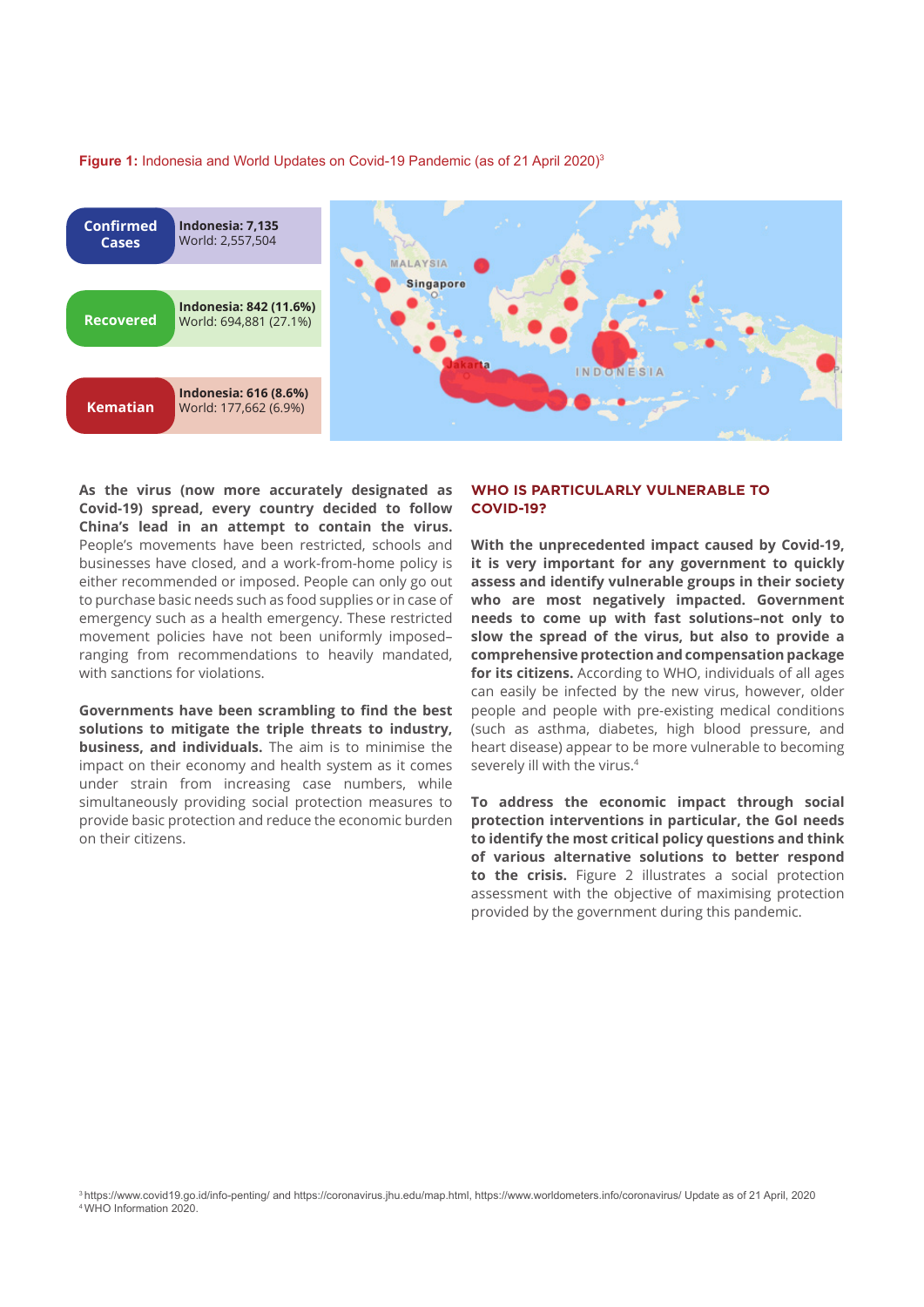**Figure 1:** Indonesia and World Updates on Covid-19 Pandemic (as of 21 April 2020)[3]

| | |
|---|---|
| **Confirmed Cases** | **Indonesia: 7,135** World: 2,557,504 |
| **Recovered** | **Indonesia: 842 (11.6%)** World: 694,881 (27.1%) |
| **Kematian** | **Indonesia: 616 (8.6%)** World: 177,662 (6.9%) |

**As the virus (now more accurately designated as Covid-19) spread, every country decided to follow China's lead in an attempt to contain the virus.** People's movements have been restricted, schools and businesses have closed, and a work-from-home policy is either recommended or imposed. People can only go out to purchase basic needs such as food supplies or in case of emergency such as a health emergency. These restricted movement policies have not been uniformly imposed–ranging from recommendations to heavily mandated, with sanctions for violations.

**Governments have been scrambling to find the best solutions to mitigate the triple threats to industry, business, and individuals.** The aim is to minimise the impact on their economy and health system as it comes under strain from increasing case numbers, while simultaneously providing social protection measures to provide basic protection and reduce the economic burden on their citizens.

## WHO IS PARTICULARLY VULNERABLE TO COVID-19?

**With the unprecedented impact caused by Covid-19, it is very important for any government to quickly assess and identify vulnerable groups in their society who are most negatively impacted. Government needs to come up with fast solutions–not only to slow the spread of the virus, but also to provide a comprehensive protection and compensation package for its citizens.** According to WHO, individuals of all ages can easily be infected by the new virus, however, older people and people with pre-existing medical conditions (such as asthma, diabetes, high blood pressure, and heart disease) appear to be more vulnerable to becoming severely ill with the virus.[4]

**To address the economic impact through social protection interventions in particular, the GoI needs to identify the most critical policy questions and think of various alternative solutions to better respond to the crisis.** Figure 2 illustrates a social protection assessment with the objective of maximising protection provided by the government during this pandemic.

[3] https://www.covid19.go.id/info-penting/ and https://coronavirus.jhu.edu/map.html, https://www.worldometers.info/coronavirus/ Update as of 21 April, 2020
[4] WHO Information 2020.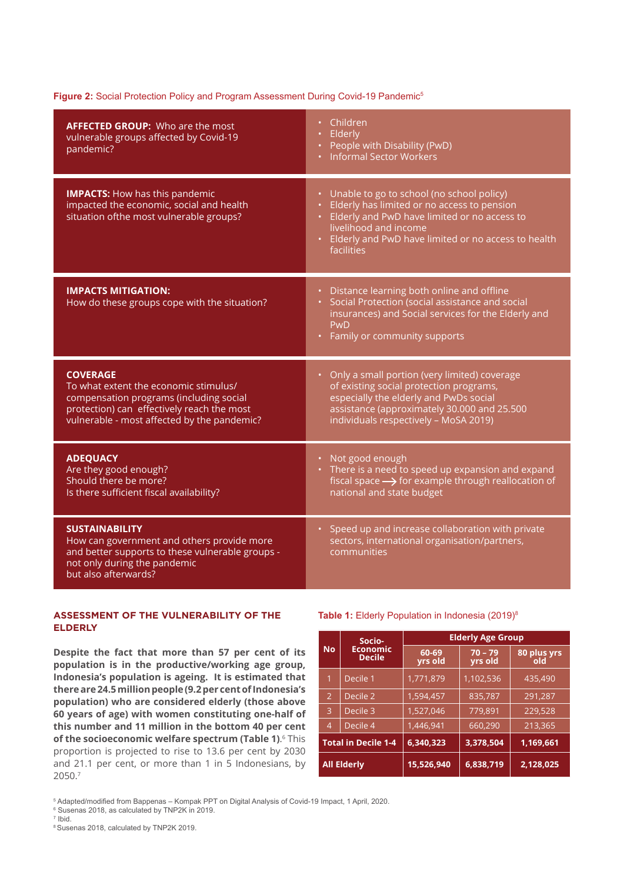**Figure 2:** Social Protection Policy and Program Assessment During Covid-19 Pandemic[5]

| | |
|---|---|
| **AFFECTED GROUP:** Who are the most vulnerable groups affected by Covid-19 pandemic? | • Children<br>• Elderly<br>• People with Disability (PwD)<br>• Informal Sector Workers |
| **IMPACTS:** How has this pandemic impacted the economic, social and health situation ofthe most vulnerable groups? | • Unable to go to school (no school policy)<br>• Elderly has limited or no access to pension<br>• Elderly and PwD have limited or no access to livelihood and income<br>• Elderly and PwD have limited or no access to health facilities |
| **IMPACTS MITIGATION:** How do these groups cope with the situation? | • Distance learning both online and offline<br>• Social Protection (social assistance and social insurances) and Social services for the Elderly and PwD<br>• Family or community supports |
| **COVERAGE** To what extent the economic stimulus/ compensation programs (including social protection) can effectively reach the most vulnerable - most affected by the pandemic? | • Only a small portion (very limited) coverage of existing social protection programs, especially the elderly and PwDs social assistance (approximately 30.000 and 25.500 individuals respectively – MoSA 2019) |
| **ADEQUACY** Are they good enough? Should there be more? Is there sufficient fiscal availability? | • Not good enough<br>• There is a need to speed up expansion and expand fiscal space ⟶ for example through reallocation of national and state budget |
| **SUSTAINABILITY** How can government and others provide more and better supports to these vulnerable groups - not only during the pandemic but also afterwards? | • Speed up and increase collaboration with private sectors, international organisation/partners, communities |

## ASSESSMENT OF THE VULNERABILITY OF THE ELDERLY

**Despite the fact that more than 57 per cent of its population is in the productive/working age group, Indonesia's population is ageing. It is estimated that there are 24.5 million people (9.2 per cent of Indonesia's population) who are considered elderly (those above 60 years of age) with women constituting one-half of this number and 11 million in the bottom 40 per cent of the socioeconomic welfare spectrum (Table 1).**[6] This proportion is projected to rise to 13.6 per cent by 2030 and 21.1 per cent, or more than 1 in 5 Indonesians, by 2050.[7]

**Table 1:** Elderly Population in Indonesia (2019)[8]

| No | Socio-Economic Decile | Elderly Age Group | | |
|---|---|---|---|---|
| | | 60-69 yrs old | 70 – 79 yrs old | 80 plus yrs old |
| 1 | Decile 1 | 1,771,879 | 1,102,536 | 435,490 |
| 2 | Decile 2 | 1,594,457 | 835,787 | 291,287 |
| 3 | Decile 3 | 1,527,046 | 779,891 | 229,528 |
| 4 | Decile 4 | 1,446,941 | 660,290 | 213,365 |
| **Total in Decile 1-4** | | **6,340,323** | **3,378,504** | **1,169,661** |
| **All Elderly** | | **15,526,940** | **6,838,719** | **2,128,025** |

[5] Adapted/modified from Bappenas – Kompak PPT on Digital Analysis of Covid-19 Impact, 1 April, 2020.
[6] Susenas 2018, as calculated by TNP2K in 2019.
[7] Ibid.
[8] Susenas 2018, calculated by TNP2K 2019.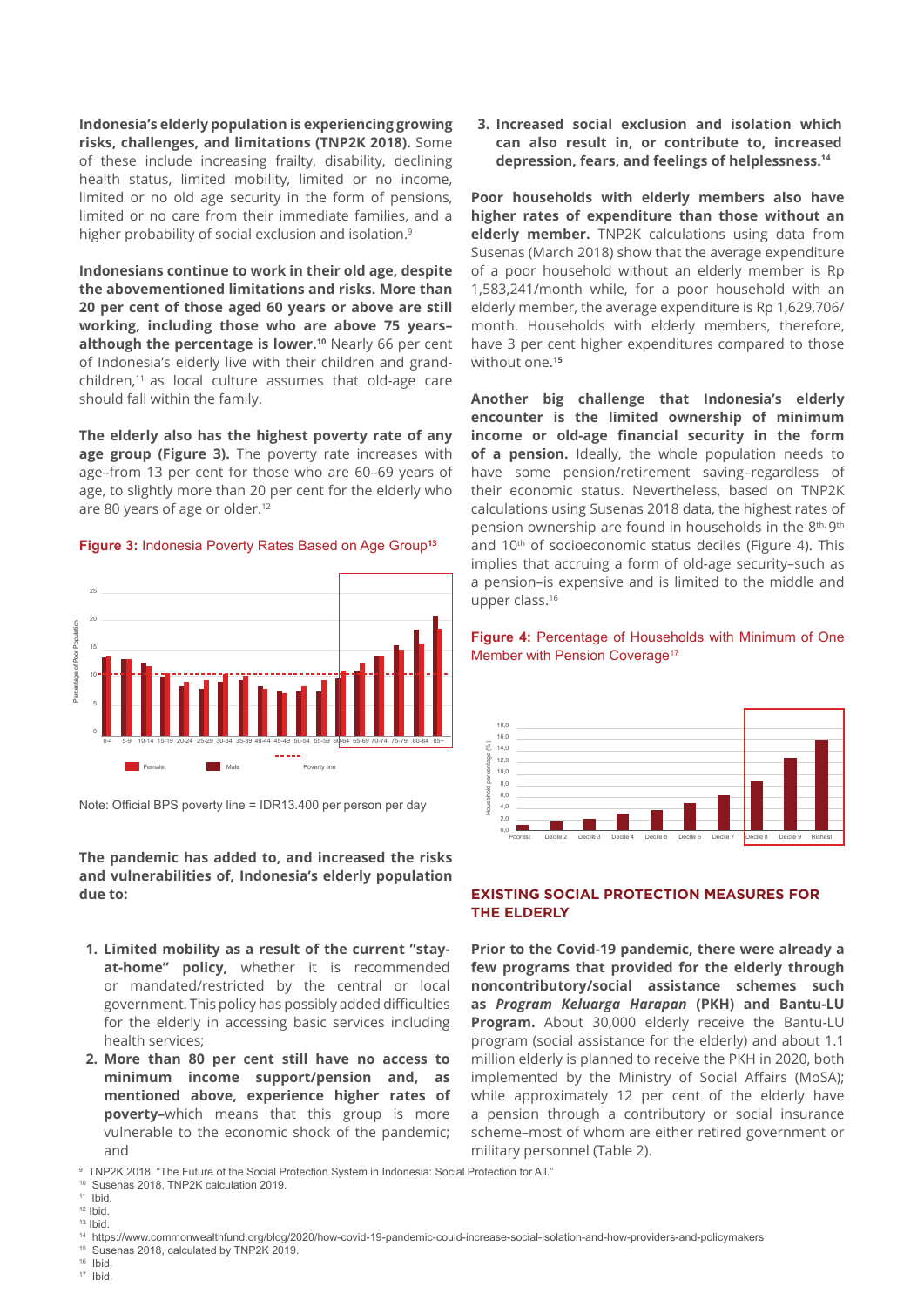**Indonesia's elderly population is experiencing growing risks, challenges, and limitations (TNP2K 2018).** Some of these include increasing frailty, disability, declining health status, limited mobility, limited or no income, limited or no old age security in the form of pensions, limited or no care from their immediate families, and a higher probability of social exclusion and isolation.[9]

**Indonesians continue to work in their old age, despite the abovementioned limitations and risks. More than 20 per cent of those aged 60 years or above are still working, including those who are above 75 years–although the percentage is lower.[10]** Nearly 66 per cent of Indonesia's elderly live with their children and grand-children,[11] as local culture assumes that old-age care should fall within the family.

**The elderly also has the highest poverty rate of any age group (Figure 3).** The poverty rate increases with age–from 13 per cent for those who are 60–69 years of age, to slightly more than 20 per cent for the elderly who are 80 years of age or older.[12]

**Figure 3:** Indonesia Poverty Rates Based on Age Group[13]

Note: Official BPS poverty line = IDR13.400 per person per day

**The pandemic has added to, and increased the risks and vulnerabilities of, Indonesia's elderly population due to:**

1. **Limited mobility as a result of the current "stay-at-home" policy,** whether it is recommended or mandated/restricted by the central or local government. This policy has possibly added difficulties for the elderly in accessing basic services including health services;
2. **More than 80 per cent still have no access to minimum income support/pension and, as mentioned above, experience higher rates of poverty–**which means that this group is more vulnerable to the economic shock of the pandemic; and
3. **Increased social exclusion and isolation which can also result in, or contribute to, increased depression, fears, and feelings of helplessness.[14]**

**Poor households with elderly members also have higher rates of expenditure than those without an elderly member.** TNP2K calculations using data from Susenas (March 2018) show that the average expenditure of a poor household without an elderly member is Rp 1,583,241/month while, for a poor household with an elderly member, the average expenditure is Rp 1,629,706/ month. Households with elderly members, therefore, have 3 per cent higher expenditures compared to those without one.[15]

**Another big challenge that Indonesia's elderly encounter is the limited ownership of minimum income or old-age financial security in the form of a pension.** Ideally, the whole population needs to have some pension/retirement saving–regardless of their economic status. Nevertheless, based on TNP2K calculations using Susenas 2018 data, the highest rates of pension ownership are found in households in the 8th, 9th and 10th of socioeconomic status deciles (Figure 4). This implies that accruing a form of old-age security–such as a pension–is expensive and is limited to the middle and upper class.[16]

**Figure 4:** Percentage of Households with Minimum of One Member with Pension Coverage[17]

## EXISTING SOCIAL PROTECTION MEASURES FOR THE ELDERLY

**Prior to the Covid-19 pandemic, there were already a few programs that provided for the elderly through noncontributory/social assistance schemes such as *Program Keluarga Harapan* (PKH) and Bantu-LU Program.** About 30,000 elderly receive the Bantu-LU program (social assistance for the elderly) and about 1.1 million elderly is planned to receive the PKH in 2020, both implemented by the Ministry of Social Affairs (MoSA); while approximately 12 per cent of the elderly have a pension through a contributory or social insurance scheme–most of whom are either retired government or military personnel (Table 2).

---

[9] TNP2K 2018. "The Future of the Social Protection System in Indonesia: Social Protection for All."
[10] Susenas 2018, TNP2K calculation 2019.
[11] Ibid.
[12] Ibid.
[13] Ibid.
[14] https://www.commonwealthfund.org/blog/2020/how-covid-19-pandemic-could-increase-social-isolation-and-how-providers-and-policymakers
[15] Susenas 2018, calculated by TNP2K 2019.
[16] Ibid.
[17] Ibid.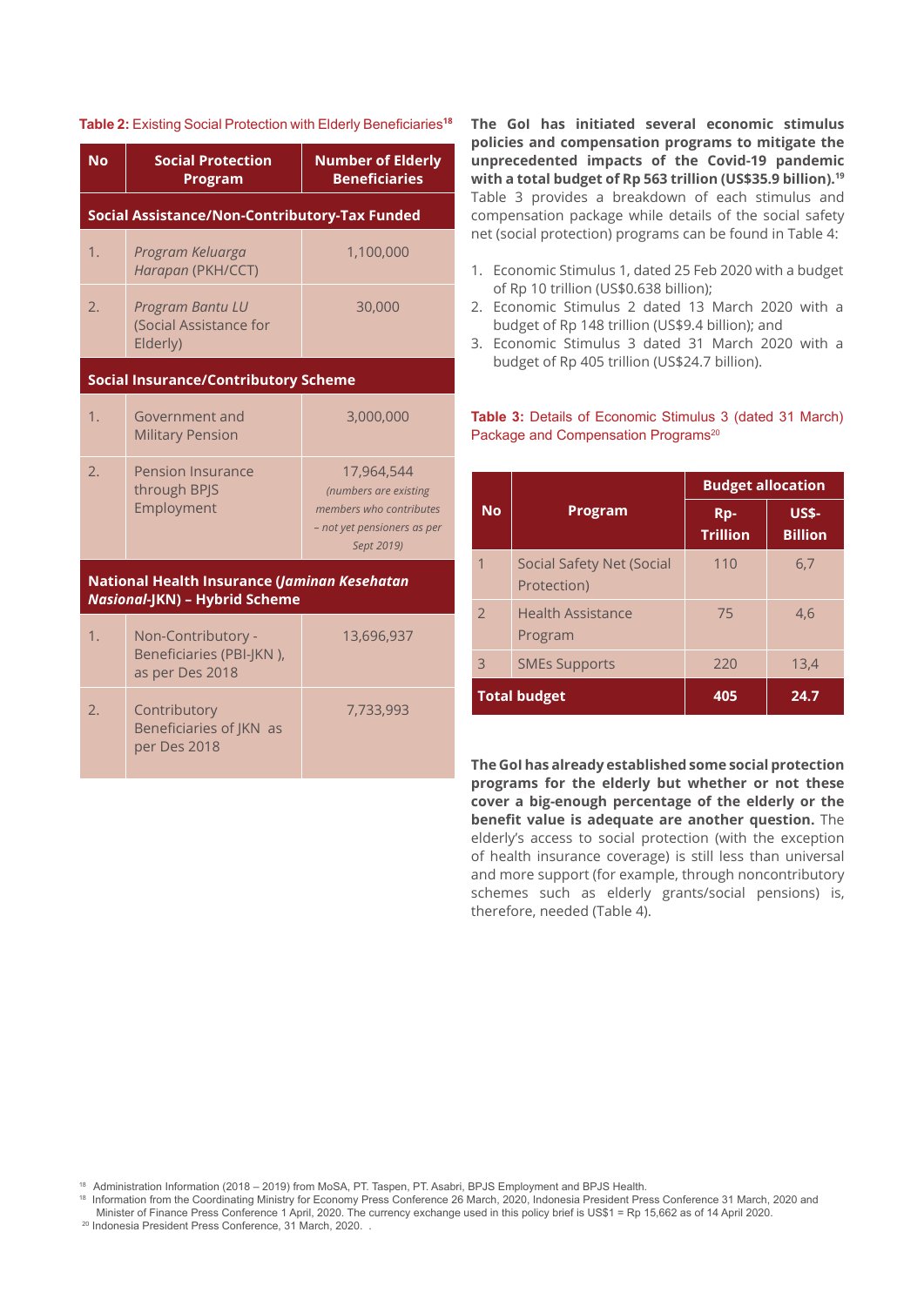**Table 2:** Existing Social Protection with Elderly Beneficiaries[18]

| No | Social Protection Program | Number of Elderly Beneficiaries |
|---|---|---|
| **Social Assistance/Non-Contributory-Tax Funded** | | |
| 1. | *Program Keluarga Harapan* (PKH/CCT) | 1,100,000 |
| 2. | *Program Bantu LU* (Social Assistance for Elderly) | 30,000 |
| **Social Insurance/Contributory Scheme** | | |
| 1. | Government and Military Pension | 3,000,000 |
| 2. | Pension Insurance through BPJS Employment | 17,964,544 *(numbers are existing members who contributes – not yet pensioners as per Sept 2019)* |
| **National Health Insurance (*Jaminan Kesehatan Nasional*-JKN) – Hybrid Scheme** | | |
| 1. | Non-Contributory - Beneficiaries (PBI-JKN ), as per Des 2018 | 13,696,937 |
| 2. | Contributory Beneficiaries of JKN as per Des 2018 | 7,733,993 |

**The GoI has initiated several economic stimulus policies and compensation programs to mitigate the unprecedented impacts of the Covid-19 pandemic with a total budget of Rp 563 trillion (US$35.9 billion).**[19] Table 3 provides a breakdown of each stimulus and compensation package while details of the social safety net (social protection) programs can be found in Table 4:

1. Economic Stimulus 1, dated 25 Feb 2020 with a budget of Rp 10 trillion (US$0.638 billion);
2. Economic Stimulus 2 dated 13 March 2020 with a budget of Rp 148 trillion (US$9.4 billion); and
3. Economic Stimulus 3 dated 31 March 2020 with a budget of Rp 405 trillion (US$24.7 billion).

**Table 3:** Details of Economic Stimulus 3 (dated 31 March) Package and Compensation Programs[20]

| No | Program | Budget allocation | |
|---|---|---|---|
| | | Rp-Trillion | US$-Billion |
| 1 | Social Safety Net (Social Protection) | 110 | 6,7 |
| 2 | Health Assistance Program | 75 | 4,6 |
| 3 | SMEs Supports | 220 | 13,4 |
| **Total budget** | | **405** | **24.7** |

**The GoI has already established some social protection programs for the elderly but whether or not these cover a big-enough percentage of the elderly or the benefit value is adequate are another question.** The elderly's access to social protection (with the exception of health insurance coverage) is still less than universal and more support (for example, through noncontributory schemes such as elderly grants/social pensions) is, therefore, needed (Table 4).

---

[18] Administration Information (2018 – 2019) from MoSA, PT. Taspen, PT. Asabri, BPJS Employment and BPJS Health.

[18] Information from the Coordinating Ministry for Economy Press Conference 26 March, 2020, Indonesia President Press Conference 31 March, 2020 and Minister of Finance Press Conference 1 April, 2020. The currency exchange used in this policy brief is US$1 = Rp 15,662 as of 14 April 2020.

[20] Indonesia President Press Conference, 31 March, 2020. .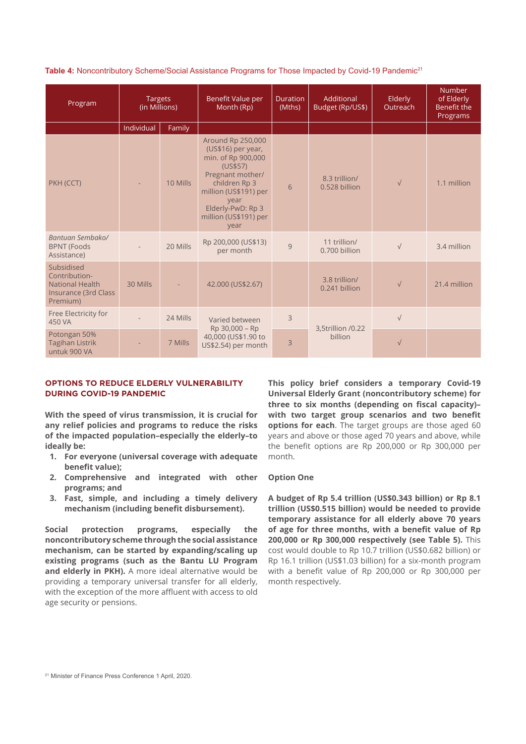**Table 4:** Noncontributory Scheme/Social Assistance Programs for Those Impacted by Covid-19 Pandemic[21]

| Program | Targets (in Millions) | | Benefit Value per Month (Rp) | Duration (Mths) | Additional Budget (Rp/US$) | Elderly Outreach | Number of Elderly Benefit the Programs |
|---|---|---|---|---|---|---|---|
| | Individual | Family | | | | | |
| PKH (CCT) | - | 10 Mills | Around Rp 250,000 (US$16) per year, min. of Rp 900,000 (US$57) Pregnant mother/ children Rp 3 million (US$191) per year Elderly-PwD: Rp 3 million (US$191) per year | 6 | 8.3 trillion/ 0.528 billion | √ | 1.1 million |
| *Bantuan Sembako/* BPNT (Foods Assistance) | - | 20 Mills | Rp 200,000 (US$13) per month | 9 | 11 trillion/ 0.700 billion | √ | 3.4 million |
| Subsidised Contribution-National Health Insurance (3rd Class Premium) | 30 Mills | - | 42.000 (US$2.67) | | 3.8 trillion/ 0.241 billion | √ | 21.4 million |
| Free Electricity for 450 VA | - | 24 Mills | Varied between Rp 30,000 – Rp 40,000 (US$1.90 to US$2.54) per month | 3 | 3,5trillion /0.22 billion | √ | |
| Potongan 50% Tagihan Listrik untuk 900 VA | - | 7 Mills | | 3 | | √ | |

### OPTIONS TO REDUCE ELDERLY VULNERABILITY DURING COVID-19 PANDEMIC

**With the speed of virus transmission, it is crucial for any relief policies and programs to reduce the risks of the impacted population–especially the elderly–to ideally be:**

1. **For everyone (universal coverage with adequate benefit value);**
2. **Comprehensive and integrated with other programs; and**
3. **Fast, simple, and including a timely delivery mechanism (including benefit disbursement).**

**Social protection programs, especially the noncontributory scheme through the social assistance mechanism, can be started by expanding/scaling up existing programs (such as the Bantu LU Program and elderly in PKH).** A more ideal alternative would be providing a temporary universal transfer for all elderly, with the exception of the more affluent with access to old age security or pensions.

**This policy brief considers a temporary Covid-19 Universal Elderly Grant (noncontributory scheme) for three to six months (depending on fiscal capacity)–with two target group scenarios and two benefit options for each**. The target groups are those aged 60 years and above or those aged 70 years and above, while the benefit options are Rp 200,000 or Rp 300,000 per month.

**Option One**

**A budget of Rp 5.4 trillion (US$0.343 billion) or Rp 8.1 trillion (US$0.515 billion) would be needed to provide temporary assistance for all elderly above 70 years of age for three months, with a benefit value of Rp 200,000 or Rp 300,000 respectively (see Table 5).** This cost would double to Rp 10.7 trillion (US$0.682 billion) or Rp 16.1 trillion (US$1.03 billion) for a six-month program with a benefit value of Rp 200,000 or Rp 300,000 per month respectively.

[21] Minister of Finance Press Conference 1 April, 2020.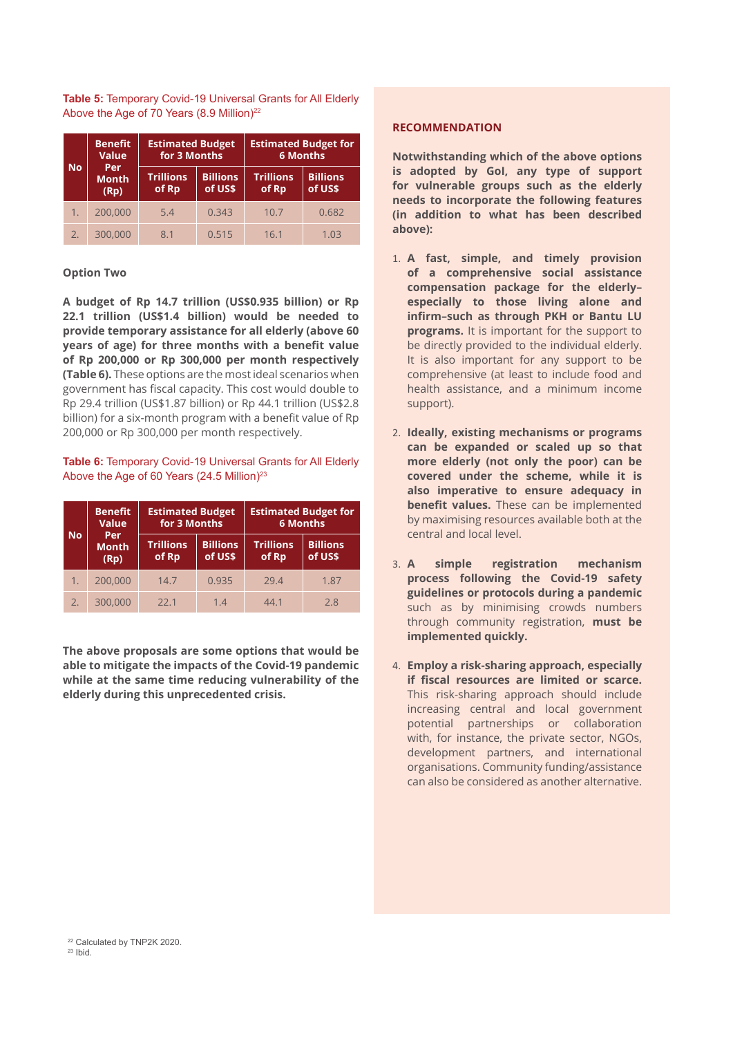**Table 5:** Temporary Covid-19 Universal Grants for All Elderly Above the Age of 70 Years (8.9 Million)[22]

| No | Benefit Value Per Month (Rp) | Estimated Budget for 3 Months | | Estimated Budget for 6 Months | |
|---|---|---|---|---|---|
| | | Trillions of Rp | Billions of US$ | Trillions of Rp | Billions of US$ |
| 1. | 200,000 | 5.4 | 0.343 | 10.7 | 0.682 |
| 2. | 300,000 | 8.1 | 0.515 | 16.1 | 1.03 |

**Option Two**

**A budget of Rp 14.7 trillion (US$0.935 billion) or Rp 22.1 trillion (US$1.4 billion) would be needed to provide temporary assistance for all elderly (above 60 years of age) for three months with a benefit value of Rp 200,000 or Rp 300,000 per month respectively (Table 6).** These options are the most ideal scenarios when government has fiscal capacity. This cost would double to Rp 29.4 trillion (US$1.87 billion) or Rp 44.1 trillion (US$2.8 billion) for a six-month program with a benefit value of Rp 200,000 or Rp 300,000 per month respectively.

**Table 6:** Temporary Covid-19 Universal Grants for All Elderly Above the Age of 60 Years (24.5 Million)[23]

| No | Benefit Value Per Month (Rp) | Estimated Budget for 3 Months | | Estimated Budget for 6 Months | |
|---|---|---|---|---|---|
| | | Trillions of Rp | Billions of US$ | Trillions of Rp | Billions of US$ |
| 1. | 200,000 | 14.7 | 0.935 | 29.4 | 1.87 |
| 2. | 300,000 | 22.1 | 1.4 | 44.1 | 2.8 |

**The above proposals are some options that would be able to mitigate the impacts of the Covid-19 pandemic while at the same time reducing vulnerability of the elderly during this unprecedented crisis.**

## RECOMMENDATION

**Notwithstanding which of the above options is adopted by GoI, any type of support for vulnerable groups such as the elderly needs to incorporate the following features (in addition to what has been described above):**

1. **A fast, simple, and timely provision of a comprehensive social assistance compensation package for the elderly–especially to those living alone and infirm–such as through PKH or Bantu LU programs.** It is important for the support to be directly provided to the individual elderly. It is also important for any support to be comprehensive (at least to include food and health assistance, and a minimum income support).

2. **Ideally, existing mechanisms or programs can be expanded or scaled up so that more elderly (not only the poor) can be covered under the scheme, while it is also imperative to ensure adequacy in benefit values.** These can be implemented by maximising resources available both at the central and local level.

3. **A simple registration mechanism process following the Covid-19 safety guidelines or protocols during a pandemic** such as by minimising crowds numbers through community registration, **must be implemented quickly.**

4. **Employ a risk-sharing approach, especially if fiscal resources are limited or scarce.** This risk-sharing approach should include increasing central and local government potential partnerships or collaboration with, for instance, the private sector, NGOs, development partners, and international organisations. Community funding/assistance can also be considered as another alternative.

[22] Calculated by TNP2K 2020.
[23] Ibid.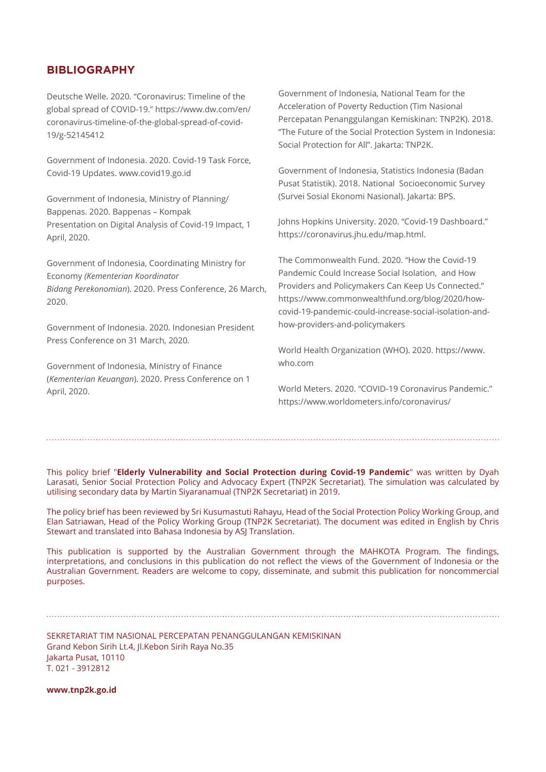## BIBLIOGRAPHY

Deutsche Welle. 2020. "Coronavirus: Timeline of the global spread of COVID-19." https://www.dw.com/en/coronavirus-timeline-of-the-global-spread-of-covid-19/g-52145412

Government of Indonesia. 2020. Covid-19 Task Force, Covid-19 Updates. www.covid19.go.id

Government of Indonesia, Ministry of Planning/ Bappenas. 2020. Bappenas – Kompak Presentation on Digital Analysis of Covid-19 Impact, 1 April, 2020.

Government of Indonesia, Coordinating Ministry for Economy *(Kementerian Koordinator Bidang Perekonomian*). 2020. Press Conference, 26 March, 2020.

Government of Indonesia. 2020. Indonesian President Press Conference on 31 March, 2020.

Government of Indonesia, Ministry of Finance (*Kementerian Keuangan*). 2020. Press Conference on 1 April, 2020.

Government of Indonesia, National Team for the Acceleration of Poverty Reduction (Tim Nasional Percepatan Penanggulangan Kemiskinan: TNP2K). 2018. "The Future of the Social Protection System in Indonesia: Social Protection for All". Jakarta: TNP2K.

Government of Indonesia, Statistics Indonesia (Badan Pusat Statistik). 2018. National Socioeconomic Survey (Survei Sosial Ekonomi Nasional). Jakarta: BPS.

Johns Hopkins University. 2020. "Covid-19 Dashboard." https://coronavirus.jhu.edu/map.html.

The Commonwealth Fund. 2020. "How the Covid-19 Pandemic Could Increase Social Isolation, and How Providers and Policymakers Can Keep Us Connected." https://www.commonwealthfund.org/blog/2020/how-covid-19-pandemic-could-increase-social-isolation-and-how-providers-and-policymakers

World Health Organization (WHO). 2020. https://www.who.com

World Meters. 2020. "COVID-19 Coronavirus Pandemic." https://www.worldometers.info/coronavirus/

---

This policy brief "**Elderly Vulnerability and Social Protection during Covid-19 Pandemic**" was written by Dyah Larasati, Senior Social Protection Policy and Advocacy Expert (TNP2K Secretariat). The simulation was calculated by utilising secondary data by Martin Siyaranamual (TNP2K Secretariat) in 2019.

The policy brief has been reviewed by Sri Kusumastuti Rahayu, Head of the Social Protection Policy Working Group, and Elan Satriawan, Head of the Policy Working Group (TNP2K Secretariat). The document was edited in English by Chris Stewart and translated into Bahasa Indonesia by ASJ Translation.

This publication is supported by the Australian Government through the MAHKOTA Program. The findings, interpretations, and conclusions in this publication do not reflect the views of the Government of Indonesia or the Australian Government. Readers are welcome to copy, disseminate, and submit this publication for noncommercial purposes.

---

SEKRETARIAT TIM NASIONAL PERCEPATAN PENANGGULANGAN KEMISKINAN
Grand Kebon Sirih Lt.4, Jl.Kebon Sirih Raya No.35
Jakarta Pusat, 10110
T. 021 - 3912812

**www.tnp2k.go.id**